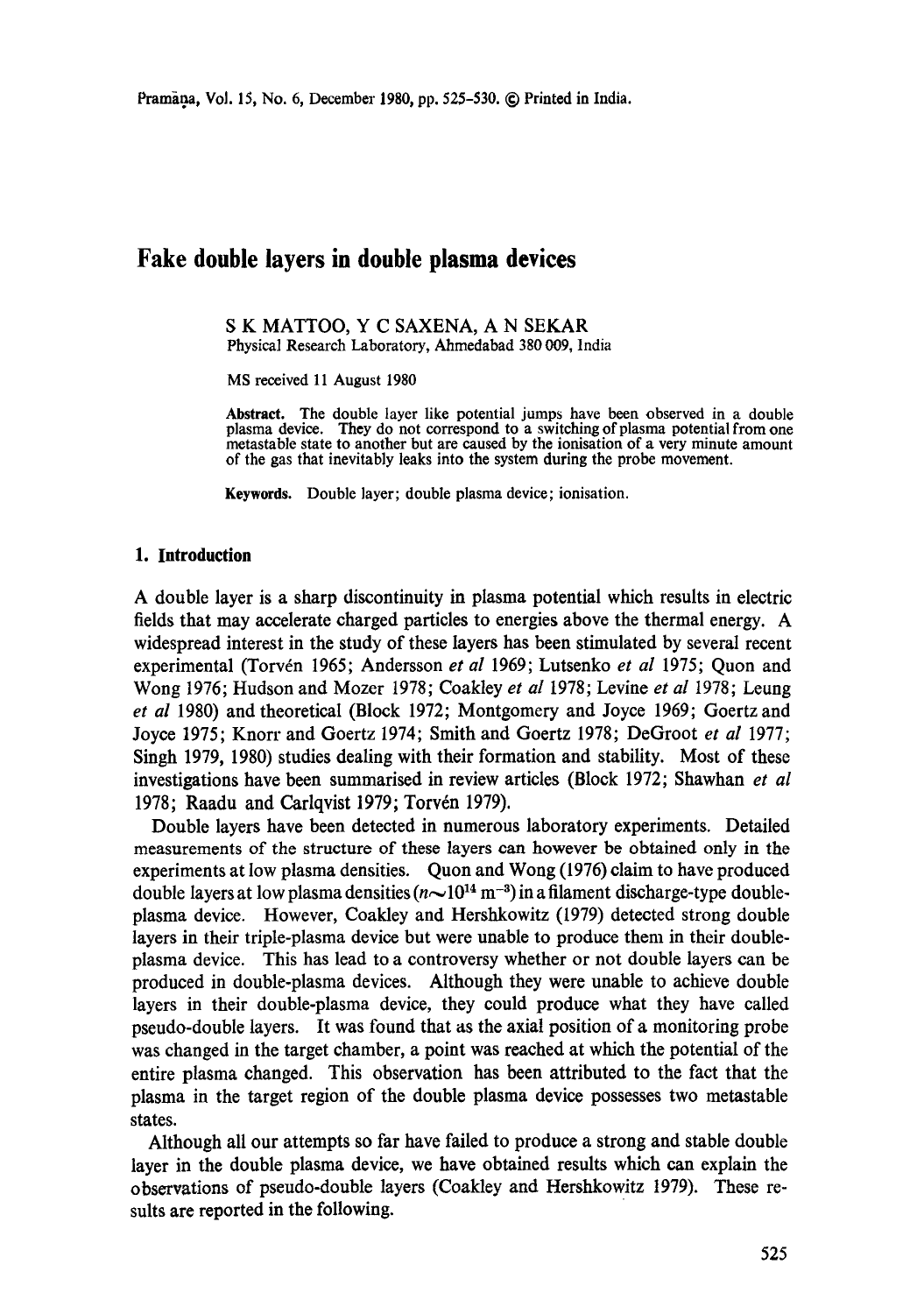# Fake double layers in double plasma devices

S K MATTOO, Y C SAXENA, A N SEKAR
Physical Research Laboratory, Ahmedabad 380 009, India

MS received 11 August 1980

**Abstract.** The double layer like potential jumps have been observed in a double plasma device. They do not correspond to a switching of plasma potential from one metastable state to another but are caused by the ionisation of a very minute amount of the gas that inevitably leaks into the system during the probe movement.

**Keywords.** Double layer; double plasma device; ionisation.

## 1. Introduction

A double layer is a sharp discontinuity in plasma potential which results in electric fields that may accelerate charged particles to energies above the thermal energy. A widespread interest in the study of these layers has been stimulated by several recent experimental (Torvén 1965; Andersson *et al* 1969; Lutsenko *et al* 1975; Quon and Wong 1976; Hudson and Mozer 1978; Coakley *et al* 1978; Levine *et al* 1978; Leung *et al* 1980) and theoretical (Block 1972; Montgomery and Joyce 1969; Goertz and Joyce 1975; Knorr and Goertz 1974; Smith and Goertz 1978; DeGroot *et al* 1977; Singh 1979, 1980) studies dealing with their formation and stability. Most of these investigations have been summarised in review articles (Block 1972; Shawhan *et al* 1978; Raadu and Carlqvist 1979; Torvén 1979).

Double layers have been detected in numerous laboratory experiments. Detailed measurements of the structure of these layers can however be obtained only in the experiments at low plasma densities. Quon and Wong (1976) claim to have produced double layers at low plasma densities ($n \sim 10^{14}\ \mathrm{m}^{-3}$) in a filament discharge-type double-plasma device. However, Coakley and Hershkowitz (1979) detected strong double layers in their triple-plasma device but were unable to produce them in their double-plasma device. This has lead to a controversy whether or not double layers can be produced in double-plasma devices. Although they were unable to achieve double layers in their double-plasma device, they could produce what they have called pseudo-double layers. It was found that as the axial position of a monitoring probe was changed in the target chamber, a point was reached at which the potential of the entire plasma changed. This observation has been attributed to the fact that the plasma in the target region of the double plasma device possesses two metastable states.

Although all our attempts so far have failed to produce a strong and stable double layer in the double plasma device, we have obtained results which can explain the observations of pseudo-double layers (Coakley and Hershkowitz 1979). These results are reported in the following.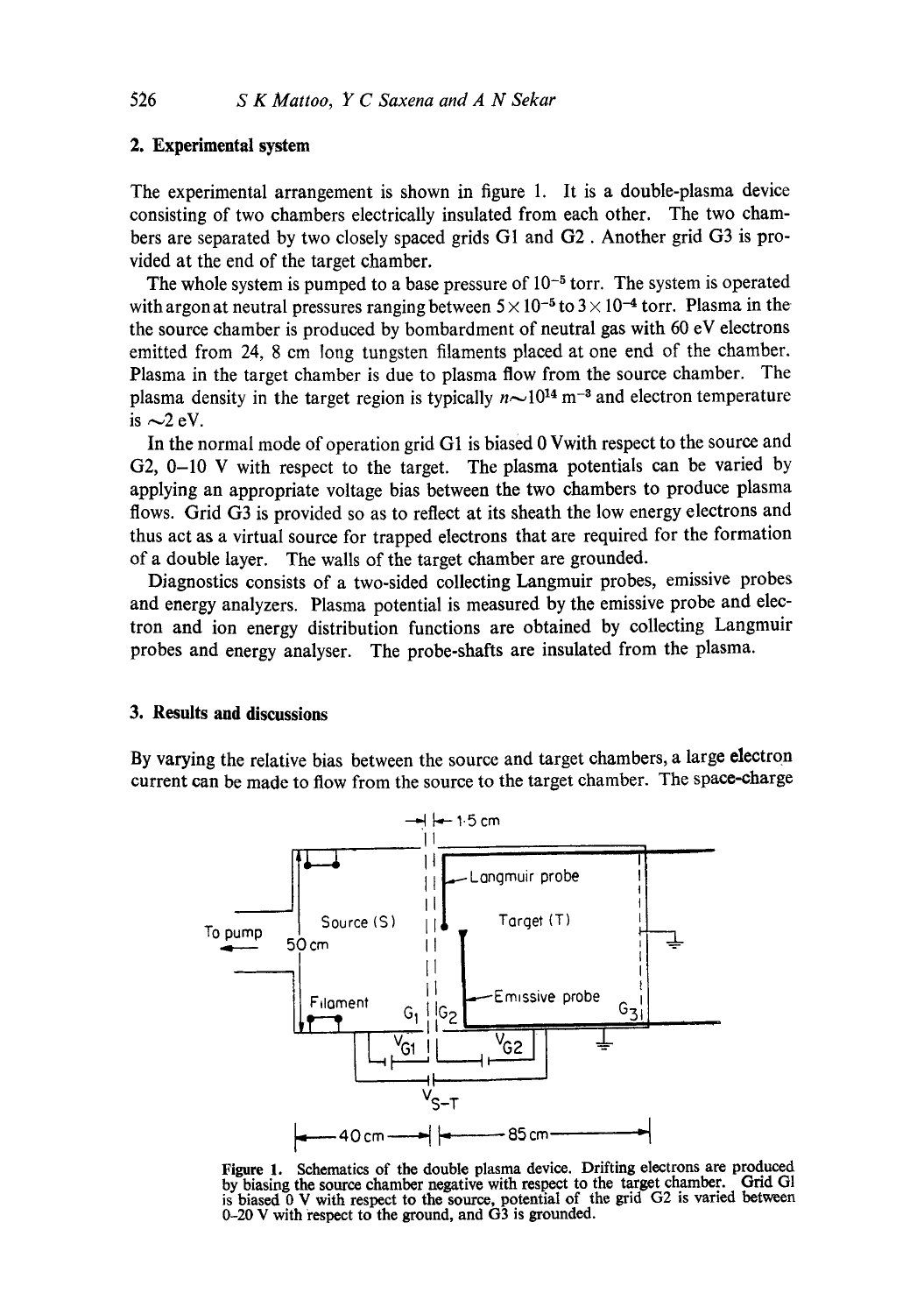## 2. Experimental system

The experimental arrangement is shown in figure 1. It is a double-plasma device consisting of two chambers electrically insulated from each other. The two chambers are separated by two closely spaced grids G1 and G2 . Another grid G3 is provided at the end of the target chamber.

The whole system is pumped to a base pressure of $10^{-5}$ torr. The system is operated with argon at neutral pressures ranging between $5\times10^{-5}$ to $3\times10^{-4}$ torr. Plasma in the the source chamber is produced by bombardment of neutral gas with 60 eV electrons emitted from 24, 8 cm long tungsten filaments placed at one end of the chamber. Plasma in the target chamber is due to plasma flow from the source chamber. The plasma density in the target region is typically $n{\sim}10^{14}$ $m^{-3}$ and electron temperature is ${\sim}2$ eV.

In the normal mode of operation grid G1 is biased 0 Vwith respect to the source and G2, 0–10 V with respect to the target. The plasma potentials can be varied by applying an appropriate voltage bias between the two chambers to produce plasma flows. Grid G3 is provided so as to reflect at its sheath the low energy electrons and thus act as a virtual source for trapped electrons that are required for the formation of a double layer. The walls of the target chamber are grounded.

Diagnostics consists of a two-sided collecting Langmuir probes, emissive probes and energy analyzers. Plasma potential is measured by the emissive probe and electron and ion energy distribution functions are obtained by collecting Langmuir probes and energy analyser. The probe-shafts are insulated from the plasma.

## 3. Results and discussions

By varying the relative bias between the source and target chambers, a large electron current can be made to flow from the source to the target chamber. The space-charge

**Figure 1.** Schematics of the double plasma device. Drifting electrons are produced by biasing the source chamber negative with respect to the target chamber. Grid G1 is biased 0 V with respect to the source, potential of the grid G2 is varied between 0–20 V with respect to the ground, and G3 is grounded.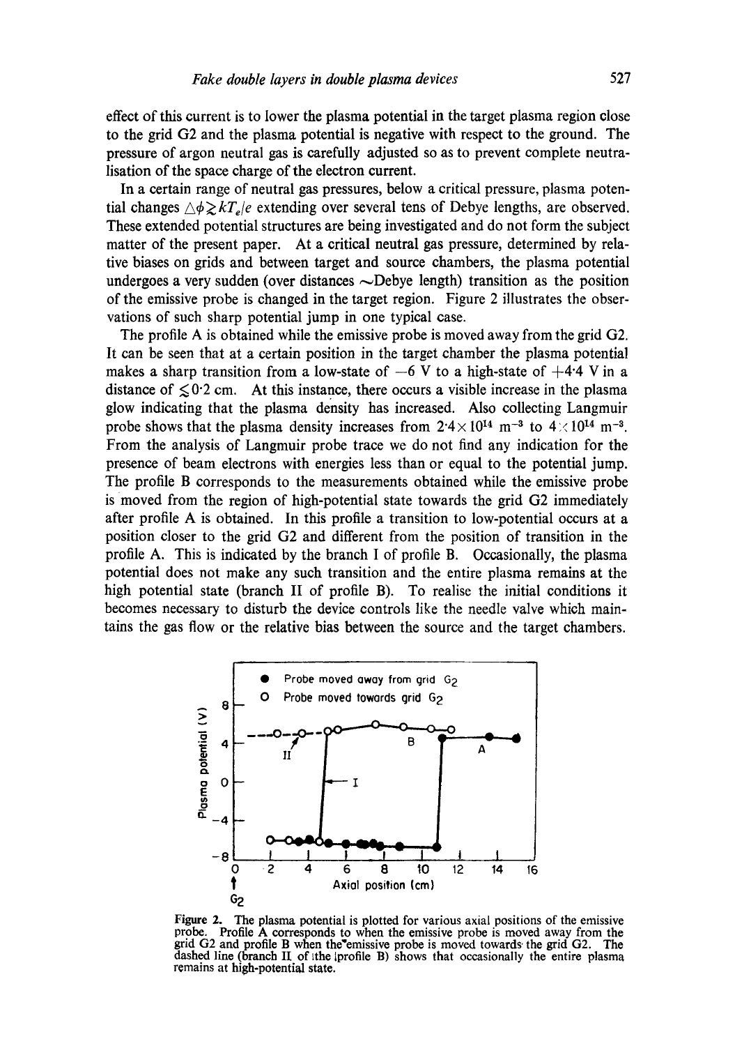effect of this current is to lower the plasma potential in the target plasma region close to the grid G2 and the plasma potential is negative with respect to the ground. The pressure of argon neutral gas is carefully adjusted so as to prevent complete neutralisation of the space charge of the electron current.

In a certain range of neutral gas pressures, below a critical pressure, plasma potential changes $\triangle\phi \gtrsim kT_e/e$ extending over several tens of Debye lengths, are observed. These extended potential structures are being investigated and do not form the subject matter of the present paper. At a critical neutral gas pressure, determined by relative biases on grids and between target and source chambers, the plasma potential undergoes a very sudden (over distances ~Debye length) transition as the position of the emissive probe is changed in the target region. Figure 2 illustrates the observations of such sharp potential jump in one typical case.

The profile A is obtained while the emissive probe is moved away from the grid G2. It can be seen that at a certain position in the target chamber the plasma potential makes a sharp transition from a low-state of −6 V to a high-state of +4·4 V in a distance of $\lesssim 0{\cdot}2$ cm. At this instance, there occurs a visible increase in the plasma glow indicating that the plasma density has increased. Also collecting Langmuir probe shows that the plasma density increases from $2{\cdot}4 \times 10^{14}$ m$^{-3}$ to $4 \times 10^{14}$ m$^{-3}$. From the analysis of Langmuir probe trace we do not find any indication for the presence of beam electrons with energies less than or equal to the potential jump. The profile B corresponds to the measurements obtained while the emissive probe is moved from the region of high-potential state towards the grid G2 immediately after profile A is obtained. In this profile a transition to low-potential occurs at a position closer to the grid G2 and different from the position of transition in the profile A. This is indicated by the branch I of profile B. Occasionally, the plasma potential does not make any such transition and the entire plasma remains at the high potential state (branch II of profile B). To realise the initial conditions it becomes necessary to disturb the device controls like the needle valve which maintains the gas flow or the relative bias between the source and the target chambers.

**Figure 2.** The plasma potential is plotted for various axial positions of the emissive probe. Profile A corresponds to when the emissive probe is moved away from the grid G2 and profile B when the emissive probe is moved towards the grid G2. The dashed line (branch II of the profile B) shows that occasionally the entire plasma remains at high-potential state.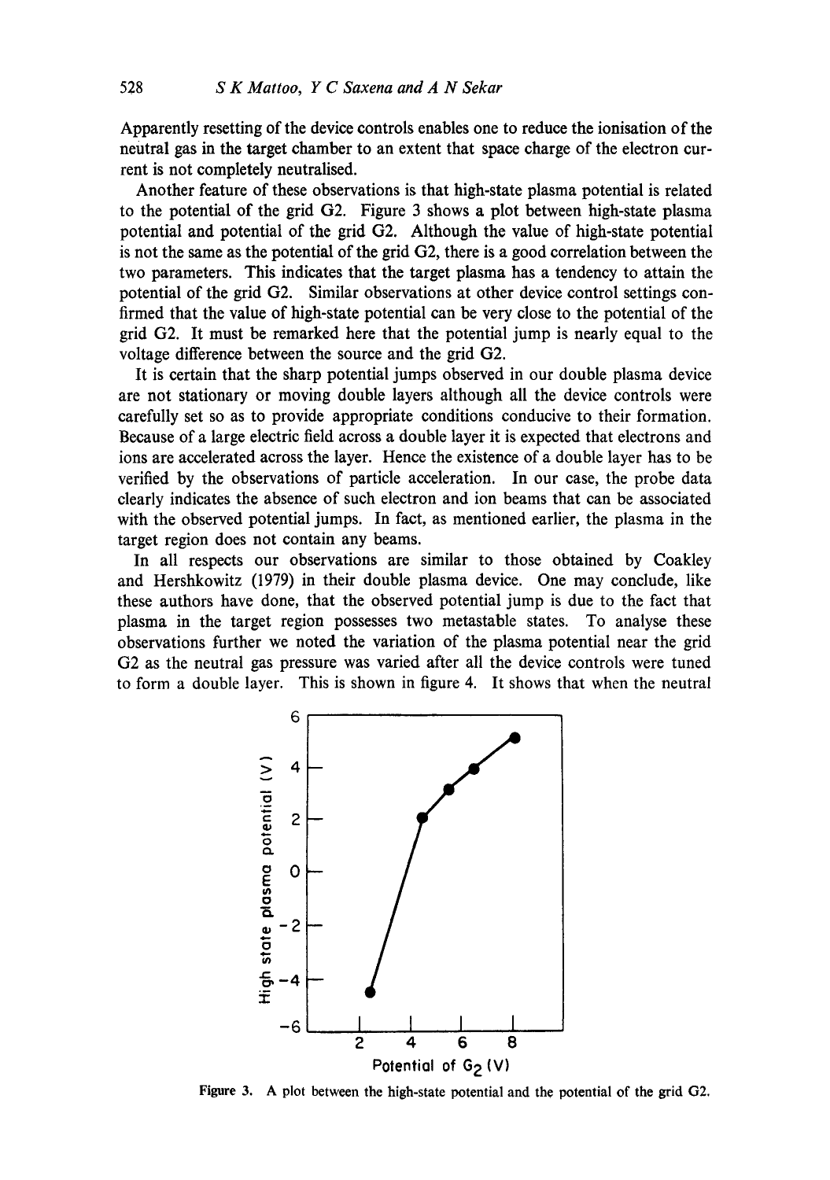Apparently resetting of the device controls enables one to reduce the ionisation of the neutral gas in the target chamber to an extent that space charge of the electron current is not completely neutralised.

Another feature of these observations is that high-state plasma potential is related to the potential of the grid G2. Figure 3 shows a plot between high-state plasma potential and potential of the grid G2. Although the value of high-state potential is not the same as the potential of the grid G2, there is a good correlation between the two parameters. This indicates that the target plasma has a tendency to attain the potential of the grid G2. Similar observations at other device control settings confirmed that the value of high-state potential can be very close to the potential of the grid G2. It must be remarked here that the potential jump is nearly equal to the voltage difference between the source and the grid G2.

It is certain that the sharp potential jumps observed in our double plasma device are not stationary or moving double layers although all the device controls were carefully set so as to provide appropriate conditions conducive to their formation. Because of a large electric field across a double layer it is expected that electrons and ions are accelerated across the layer. Hence the existence of a double layer has to be verified by the observations of particle acceleration. In our case, the probe data clearly indicates the absence of such electron and ion beams that can be associated with the observed potential jumps. In fact, as mentioned earlier, the plasma in the target region does not contain any beams.

In all respects our observations are similar to those obtained by Coakley and Hershkowitz (1979) in their double plasma device. One may conclude, like these authors have done, that the observed potential jump is due to the fact that plasma in the target region possesses two metastable states. To analyse these observations further we noted the variation of the plasma potential near the grid G2 as the neutral gas pressure was varied after all the device controls were tuned to form a double layer. This is shown in figure 4. It shows that when the neutral

**Figure 3.** A plot between the high-state potential and the potential of the grid G2.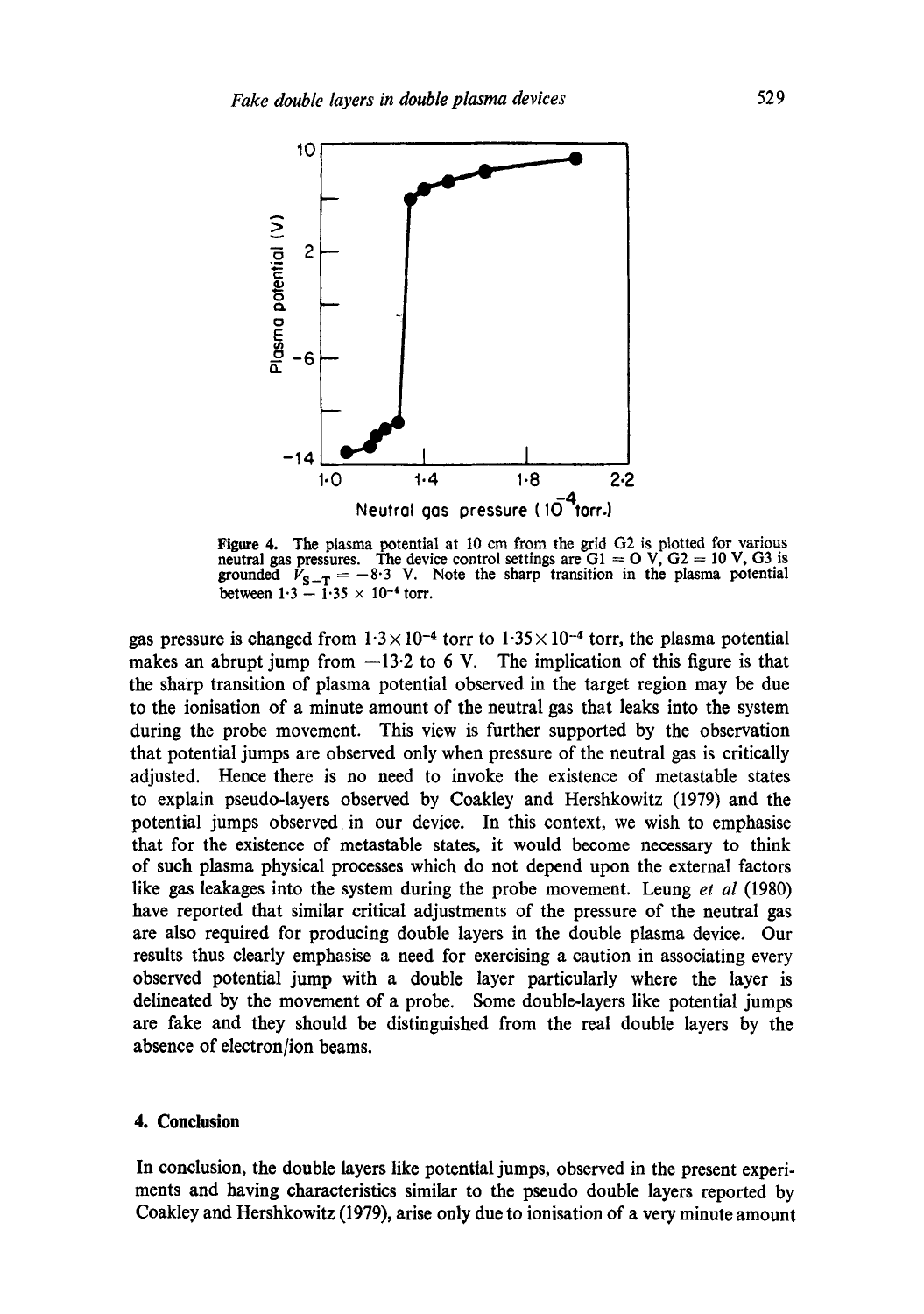Figure 4. The plasma potential at 10 cm from the grid G2 is plotted for various neutral gas pressures. The device control settings are G1 = 0 V, G2 = 10 V, G3 is grounded $V_{S-T} = -8.3$ V. Note the sharp transition in the plasma potential between $1.3 - 1.35 \times 10^{-4}$ torr.

gas pressure is changed from $1.3 \times 10^{-4}$ torr to $1.35 \times 10^{-4}$ torr, the plasma potential makes an abrupt jump from $-13.2$ to 6 V. The implication of this figure is that the sharp transition of plasma potential observed in the target region may be due to the ionisation of a minute amount of the neutral gas that leaks into the system during the probe movement. This view is further supported by the observation that potential jumps are observed only when pressure of the neutral gas is critically adjusted. Hence there is no need to invoke the existence of metastable states to explain pseudo-layers observed by Coakley and Hershkowitz (1979) and the potential jumps observed in our device. In this context, we wish to emphasise that for the existence of metastable states, it would become necessary to think of such plasma physical processes which do not depend upon the external factors like gas leakages into the system during the probe movement. Leung *et al* (1980) have reported that similar critical adjustments of the pressure of the neutral gas are also required for producing double layers in the double plasma device. Our results thus clearly emphasise a need for exercising a caution in associating every observed potential jump with a double layer particularly where the layer is delineated by the movement of a probe. Some double-layers like potential jumps are fake and they should be distinguished from the real double layers by the absence of electron/ion beams.

## 4. Conclusion

In conclusion, the double layers like potential jumps, observed in the present experiments and having characteristics similar to the pseudo double layers reported by Coakley and Hershkowitz (1979), arise only due to ionisation of a very minute amount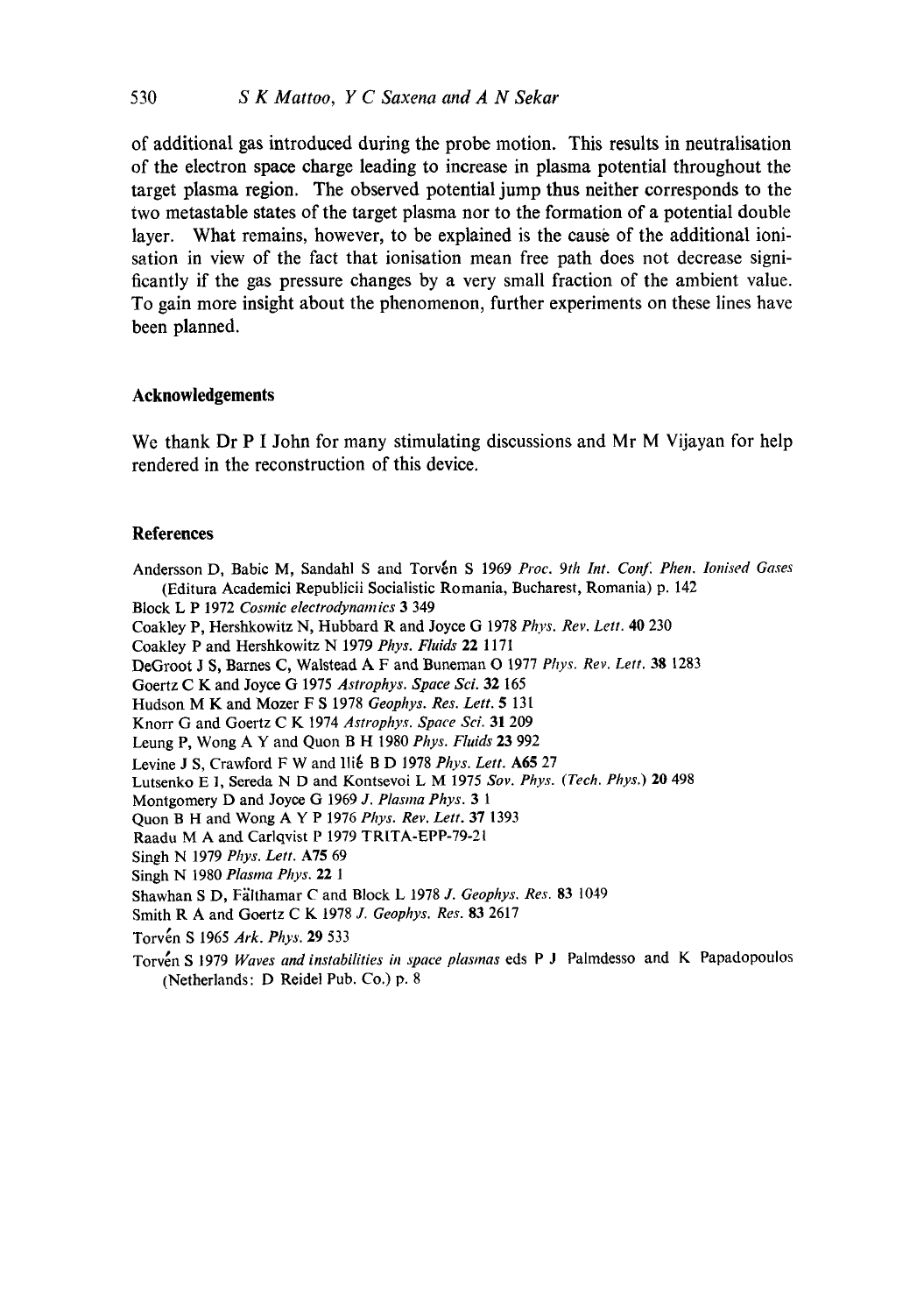of additional gas introduced during the probe motion. This results in neutralisation of the electron space charge leading to increase in plasma potential throughout the target plasma region. The observed potential jump thus neither corresponds to the two metastable states of the target plasma nor to the formation of a potential double layer. What remains, however, to be explained is the cause of the additional ionisation in view of the fact that ionisation mean free path does not decrease significantly if the gas pressure changes by a very small fraction of the ambient value. To gain more insight about the phenomenon, further experiments on these lines have been planned.

## Acknowledgements

We thank Dr P I John for many stimulating discussions and Mr M Vijayan for help rendered in the reconstruction of this device.

## References

Andersson D, Babic M, Sandahl S and Torvén S 1969 *Proc. 9th Int. Conf. Phen. Ionised Gases* (Editura Academici Republicii Socialistic Romania, Bucharest, Romania) p. 142

Block L P 1972 *Cosmic electrodynamics* **3** 349

Coakley P, Hershkowitz N, Hubbard R and Joyce G 1978 *Phys. Rev. Lett.* **40** 230

Coakley P and Hershkowitz N 1979 *Phys. Fluids* **22** 1171

DeGroot J S, Barnes C, Walstead A F and Buneman O 1977 *Phys. Rev. Lett.* **38** 1283

Goertz C K and Joyce G 1975 *Astrophys. Space Sci.* **32** 165

Hudson M K and Mozer F S 1978 *Geophys. Res. Lett.* **5** 131

Knorr G and Goertz C K 1974 *Astrophys. Space Sci.* **31** 209

Leung P, Wong A Y and Quon B H 1980 *Phys. Fluids* **23** 992

Levine J S, Crawford F W and Ilić B D 1978 *Phys. Lett.* **A65** 27

Lutsenko E I, Sereda N D and Kontsevoi L M 1975 *Sov. Phys. (Tech. Phys.)* **20** 498

Montgomery D and Joyce G 1969 *J. Plasma Phys.* **3** 1

Quon B H and Wong A Y P 1976 *Phys. Rev. Lett.* **37** 1393

Raadu M A and Carlqvist P 1979 TRITA-EPP-79-21

Singh N 1979 *Phys. Lett.* **A75** 69

Singh N 1980 *Plasma Phys.* **22** 1

Shawhan S D, Fälthamar C and Block L 1978 *J. Geophys. Res.* **83** 1049

Smith R A and Goertz C K 1978 *J. Geophys. Res.* **83** 2617

Torvén S 1965 *Ark. Phys.* **29** 533

Torvén S 1979 *Waves and instabilities in space plasmas* eds P J Palmdesso and K Papadopoulos (Netherlands: D Reidel Pub. Co.) p. 8